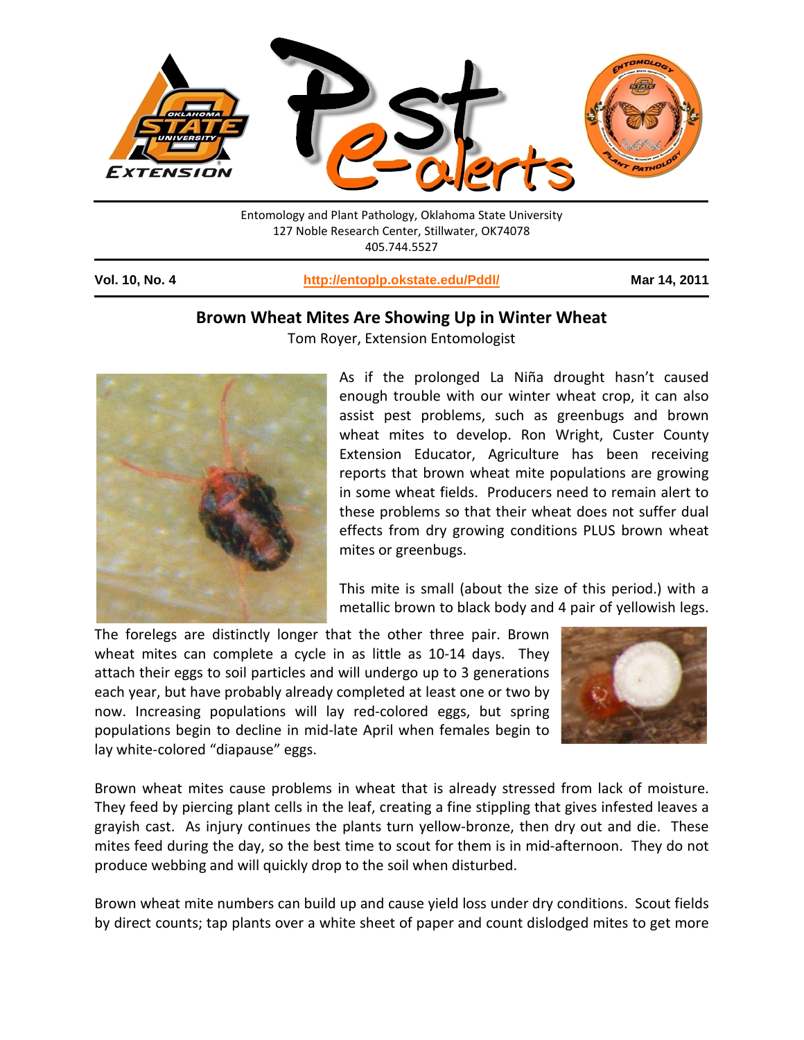Entomology and Plant Pathology, Oklahoma State University
127 Noble Research Center, Stillwater, OK74078
405.744.5527

**Vol. 10, No. 4** **http://entoplp.okstate.edu/Pddl/** **Mar 14, 2011**

## Brown Wheat Mites Are Showing Up in Winter Wheat

Tom Royer, Extension Entomologist

As if the prolonged La Niña drought hasn't caused enough trouble with our winter wheat crop, it can also assist pest problems, such as greenbugs and brown wheat mites to develop. Ron Wright, Custer County Extension Educator, Agriculture has been receiving reports that brown wheat mite populations are growing in some wheat fields. Producers need to remain alert to these problems so that their wheat does not suffer dual effects from dry growing conditions PLUS brown wheat mites or greenbugs.

This mite is small (about the size of this period.) with a metallic brown to black body and 4 pair of yellowish legs. The forelegs are distinctly longer that the other three pair. Brown wheat mites can complete a cycle in as little as 10-14 days. They attach their eggs to soil particles and will undergo up to 3 generations each year, but have probably already completed at least one or two by now. Increasing populations will lay red-colored eggs, but spring populations begin to decline in mid-late April when females begin to lay white-colored "diapause" eggs.

Brown wheat mites cause problems in wheat that is already stressed from lack of moisture. They feed by piercing plant cells in the leaf, creating a fine stippling that gives infested leaves a grayish cast. As injury continues the plants turn yellow-bronze, then dry out and die. These mites feed during the day, so the best time to scout for them is in mid-afternoon. They do not produce webbing and will quickly drop to the soil when disturbed.

Brown wheat mite numbers can build up and cause yield loss under dry conditions. Scout fields by direct counts; tap plants over a white sheet of paper and count dislodged mites to get more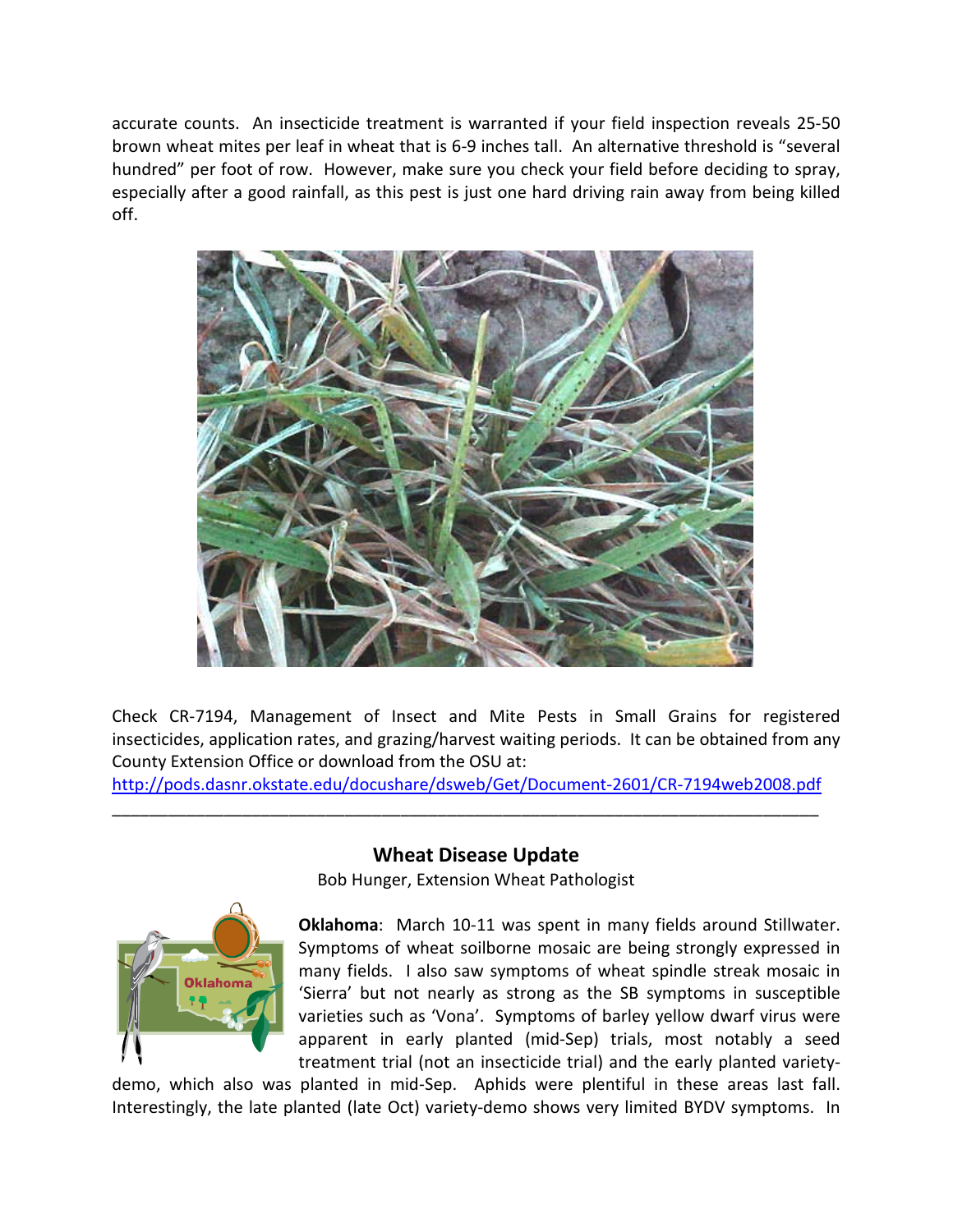accurate counts. An insecticide treatment is warranted if your field inspection reveals 25-50 brown wheat mites per leaf in wheat that is 6-9 inches tall. An alternative threshold is "several hundred" per foot of row. However, make sure you check your field before deciding to spray, especially after a good rainfall, as this pest is just one hard driving rain away from being killed off.

Check CR-7194, Management of Insect and Mite Pests in Small Grains for registered insecticides, application rates, and grazing/harvest waiting periods. It can be obtained from any County Extension Office or download from the OSU at:
http://pods.dasnr.okstate.edu/docushare/dsweb/Get/Document-2601/CR-7194web2008.pdf

---

## Wheat Disease Update

Bob Hunger, Extension Wheat Pathologist

**Oklahoma**: March 10-11 was spent in many fields around Stillwater. Symptoms of wheat soilborne mosaic are being strongly expressed in many fields. I also saw symptoms of wheat spindle streak mosaic in 'Sierra' but not nearly as strong as the SB symptoms in susceptible varieties such as 'Vona'. Symptoms of barley yellow dwarf virus were apparent in early planted (mid-Sep) trials, most notably a seed treatment trial (not an insecticide trial) and the early planted variety-demo, which also was planted in mid-Sep. Aphids were plentiful in these areas last fall. Interestingly, the late planted (late Oct) variety-demo shows very limited BYDV symptoms. In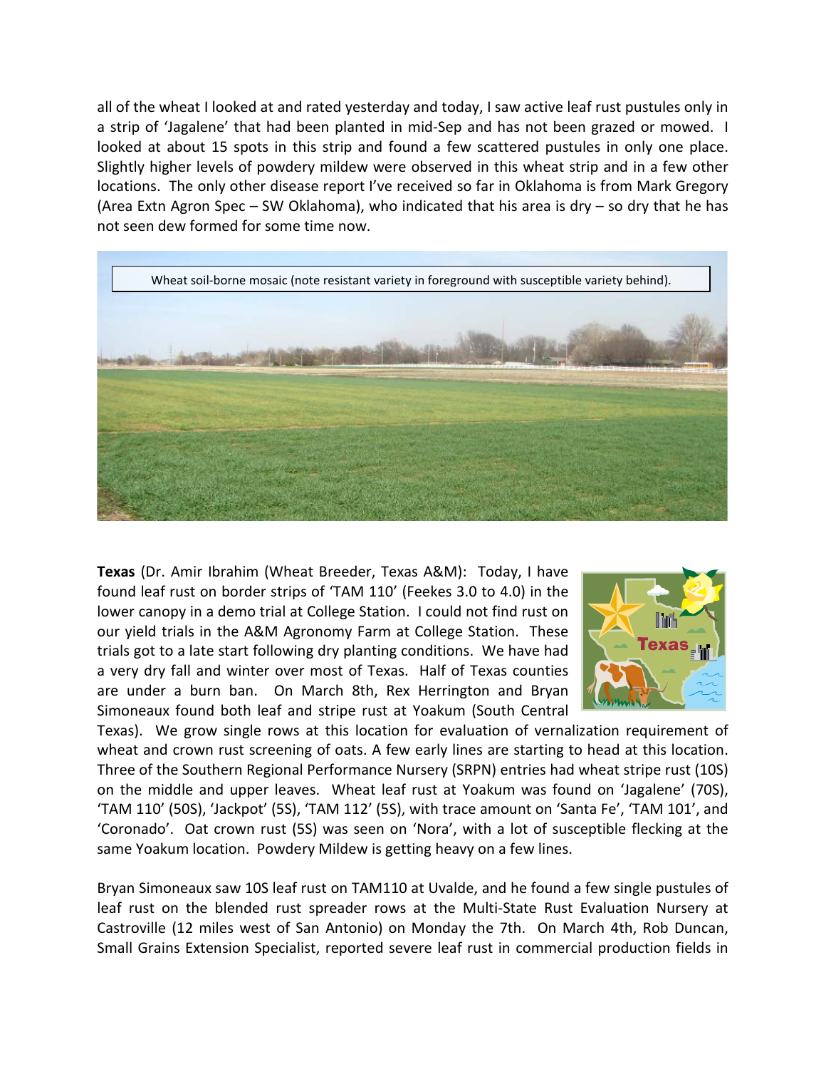all of the wheat I looked at and rated yesterday and today, I saw active leaf rust pustules only in a strip of 'Jagalene' that had been planted in mid-Sep and has not been grazed or mowed. I looked at about 15 spots in this strip and found a few scattered pustules in only one place. Slightly higher levels of powdery mildew were observed in this wheat strip and in a few other locations. The only other disease report I've received so far in Oklahoma is from Mark Gregory (Area Extn Agron Spec – SW Oklahoma), who indicated that his area is dry – so dry that he has not seen dew formed for some time now.

Wheat soil-borne mosaic (note resistant variety in foreground with susceptible variety behind).

**Texas** (Dr. Amir Ibrahim (Wheat Breeder, Texas A&M): Today, I have found leaf rust on border strips of 'TAM 110' (Feekes 3.0 to 4.0) in the lower canopy in a demo trial at College Station. I could not find rust on our yield trials in the A&M Agronomy Farm at College Station. These trials got to a late start following dry planting conditions. We have had a very dry fall and winter over most of Texas. Half of Texas counties are under a burn ban. On March 8th, Rex Herrington and Bryan Simoneaux found both leaf and stripe rust at Yoakum (South Central Texas). We grow single rows at this location for evaluation of vernalization requirement of wheat and crown rust screening of oats. A few early lines are starting to head at this location. Three of the Southern Regional Performance Nursery (SRPN) entries had wheat stripe rust (10S) on the middle and upper leaves. Wheat leaf rust at Yoakum was found on 'Jagalene' (70S), 'TAM 110' (50S), 'Jackpot' (5S), 'TAM 112' (5S), with trace amount on 'Santa Fe', 'TAM 101', and 'Coronado'. Oat crown rust (5S) was seen on 'Nora', with a lot of susceptible flecking at the same Yoakum location. Powdery Mildew is getting heavy on a few lines.

Bryan Simoneaux saw 10S leaf rust on TAM110 at Uvalde, and he found a few single pustules of leaf rust on the blended rust spreader rows at the Multi-State Rust Evaluation Nursery at Castroville (12 miles west of San Antonio) on Monday the 7th. On March 4th, Rob Duncan, Small Grains Extension Specialist, reported severe leaf rust in commercial production fields in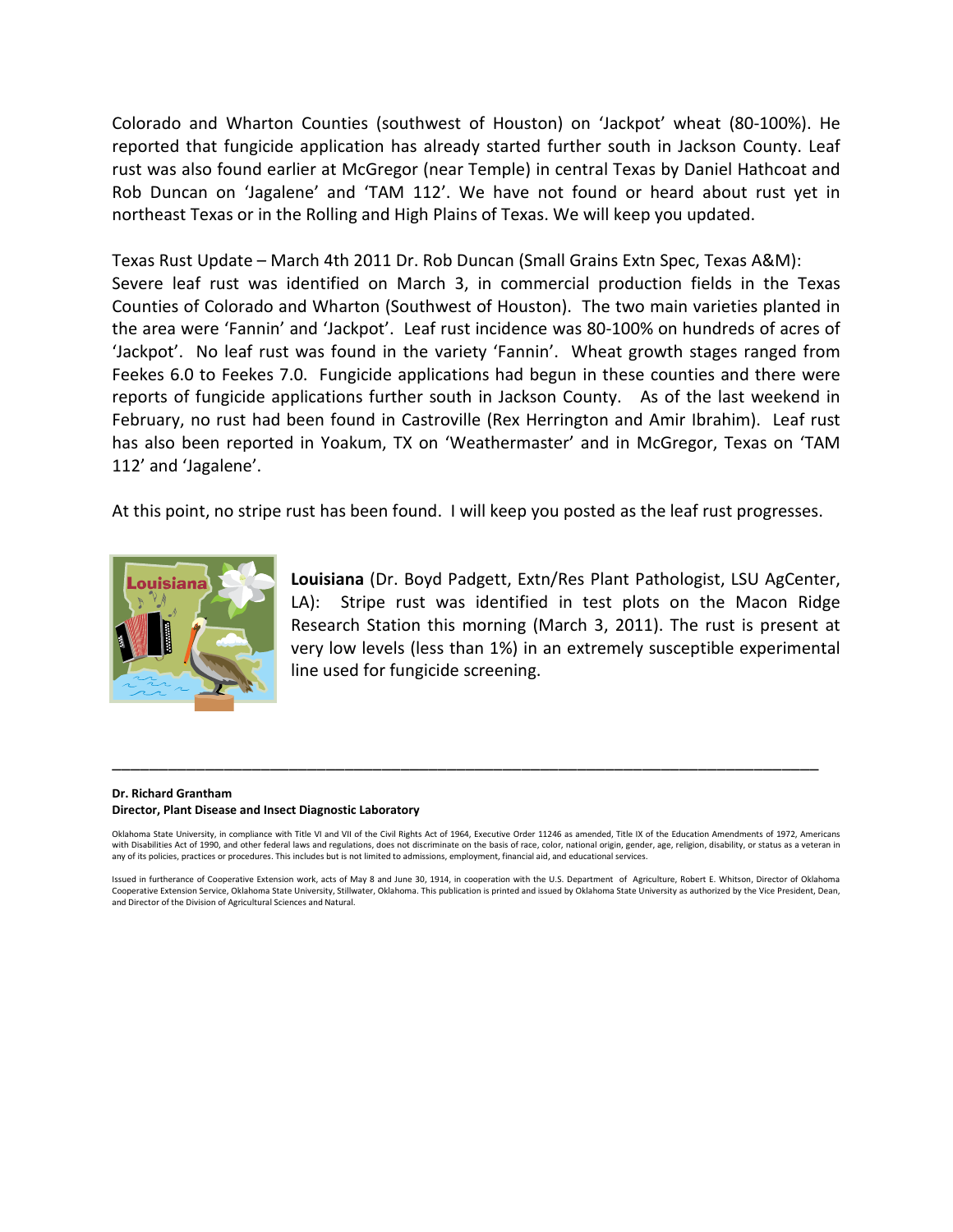Colorado and Wharton Counties (southwest of Houston) on 'Jackpot' wheat (80-100%). He reported that fungicide application has already started further south in Jackson County. Leaf rust was also found earlier at McGregor (near Temple) in central Texas by Daniel Hathcoat and Rob Duncan on 'Jagalene' and 'TAM 112'. We have not found or heard about rust yet in northeast Texas or in the Rolling and High Plains of Texas. We will keep you updated.

Texas Rust Update – March 4th 2011 Dr. Rob Duncan (Small Grains Extn Spec, Texas A&M): Severe leaf rust was identified on March 3, in commercial production fields in the Texas Counties of Colorado and Wharton (Southwest of Houston). The two main varieties planted in the area were 'Fannin' and 'Jackpot'. Leaf rust incidence was 80-100% on hundreds of acres of 'Jackpot'. No leaf rust was found in the variety 'Fannin'. Wheat growth stages ranged from Feekes 6.0 to Feekes 7.0. Fungicide applications had begun in these counties and there were reports of fungicide applications further south in Jackson County. As of the last weekend in February, no rust had been found in Castroville (Rex Herrington and Amir Ibrahim). Leaf rust has also been reported in Yoakum, TX on 'Weathermaster' and in McGregor, Texas on 'TAM 112' and 'Jagalene'.

At this point, no stripe rust has been found. I will keep you posted as the leaf rust progresses.

**Louisiana** (Dr. Boyd Padgett, Extn/Res Plant Pathologist, LSU AgCenter, LA): Stripe rust was identified in test plots on the Macon Ridge Research Station this morning (March 3, 2011). The rust is present at very low levels (less than 1%) in an extremely susceptible experimental line used for fungicide screening.

---

**Dr. Richard Grantham**
**Director, Plant Disease and Insect Diagnostic Laboratory**

Oklahoma State University, in compliance with Title VI and VII of the Civil Rights Act of 1964, Executive Order 11246 as amended, Title IX of the Education Amendments of 1972, Americans with Disabilities Act of 1990, and other federal laws and regulations, does not discriminate on the basis of race, color, national origin, gender, age, religion, disability, or status as a veteran in any of its policies, practices or procedures. This includes but is not limited to admissions, employment, financial aid, and educational services.

Issued in furtherance of Cooperative Extension work, acts of May 8 and June 30, 1914, in cooperation with the U.S. Department of Agriculture, Robert E. Whitson, Director of Oklahoma Cooperative Extension Service, Oklahoma State University, Stillwater, Oklahoma. This publication is printed and issued by Oklahoma State University as authorized by the Vice President, Dean, and Director of the Division of Agricultural Sciences and Natural.